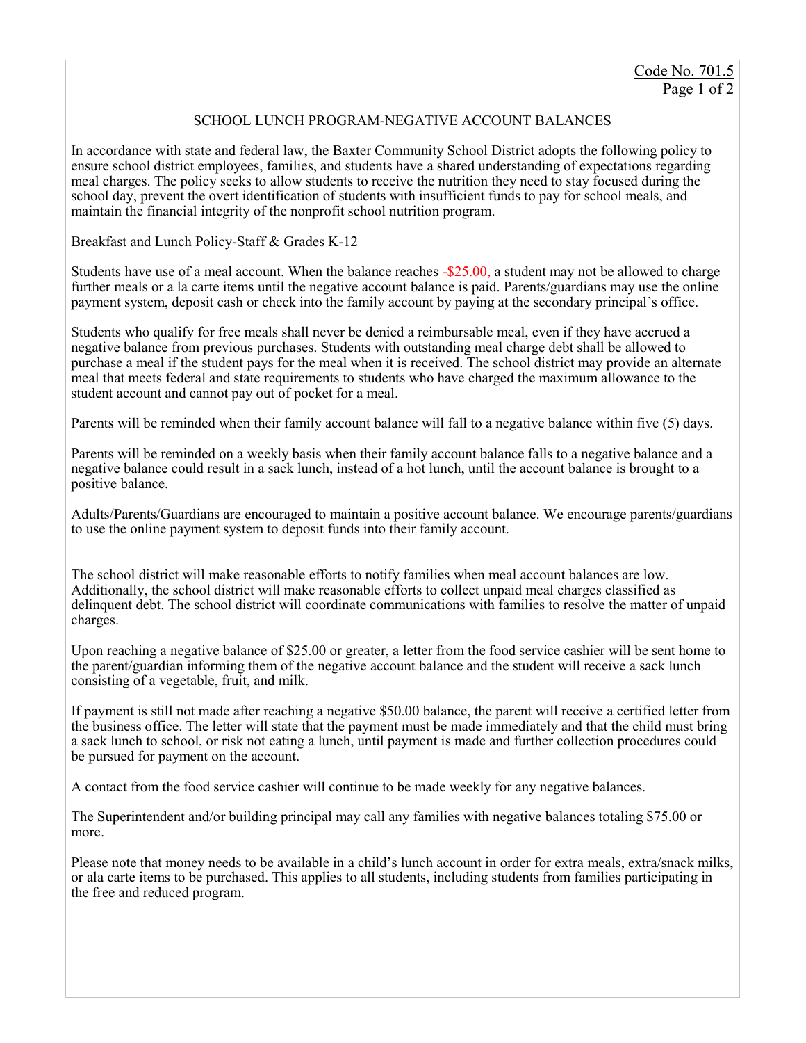# SCHOOL LUNCH PROGRAM-NEGATIVE ACCOUNT BALANCES

In accordance with state and federal law, the Baxter Community School District adopts the following policy to ensure school district employees, families, and students have a shared understanding of expectations regarding meal charges. The policy seeks to allow students to receive the nutrition they need to stay focused during the school day, prevent the overt identification of students with insufficient funds to pay for school meals, and maintain the financial integrity of the nonprofit school nutrition program.

## Breakfast and Lunch Policy-Staff & Grades K-12

Students have use of a meal account. When the balance reaches -$25.00, a student may not be allowed to charge further meals or a la carte items until the negative account balance is paid. Parents/guardians may use the online payment system, deposit cash or check into the family account by paying at the secondary principal's office.

Students who qualify for free meals shall never be denied a reimbursable meal, even if they have accrued a negative balance from previous purchases. Students with outstanding meal charge debt shall be allowed to purchase a meal if the student pays for the meal when it is received. The school district may provide an alternate meal that meets federal and state requirements to students who have charged the maximum allowance to the student account and cannot pay out of pocket for a meal.

Parents will be reminded when their family account balance will fall to a negative balance within five (5) days.

Parents will be reminded on a weekly basis when their family account balance falls to a negative balance and a negative balance could result in a sack lunch, instead of a hot lunch, until the account balance is brought to a positive balance.

Adults/Parents/Guardians are encouraged to maintain a positive account balance. We encourage parents/guardians to use the online payment system to deposit funds into their family account.

The school district will make reasonable efforts to notify families when meal account balances are low. Additionally, the school district will make reasonable efforts to collect unpaid meal charges classified as delinquent debt. The school district will coordinate communications with families to resolve the matter of unpaid charges.

Upon reaching a negative balance of $25.00 or greater, a letter from the food service cashier will be sent home to the parent/guardian informing them of the negative account balance and the student will receive a sack lunch consisting of a vegetable, fruit, and milk.

If payment is still not made after reaching a negative $50.00 balance, the parent will receive a certified letter from the business office. The letter will state that the payment must be made immediately and that the child must bring a sack lunch to school, or risk not eating a lunch, until payment is made and further collection procedures could be pursued for payment on the account.

A contact from the food service cashier will continue to be made weekly for any negative balances.

The Superintendent and/or building principal may call any families with negative balances totaling $75.00 or more.

Please note that money needs to be available in a child's lunch account in order for extra meals, extra/snack milks, or ala carte items to be purchased. This applies to all students, including students from families participating in the free and reduced program.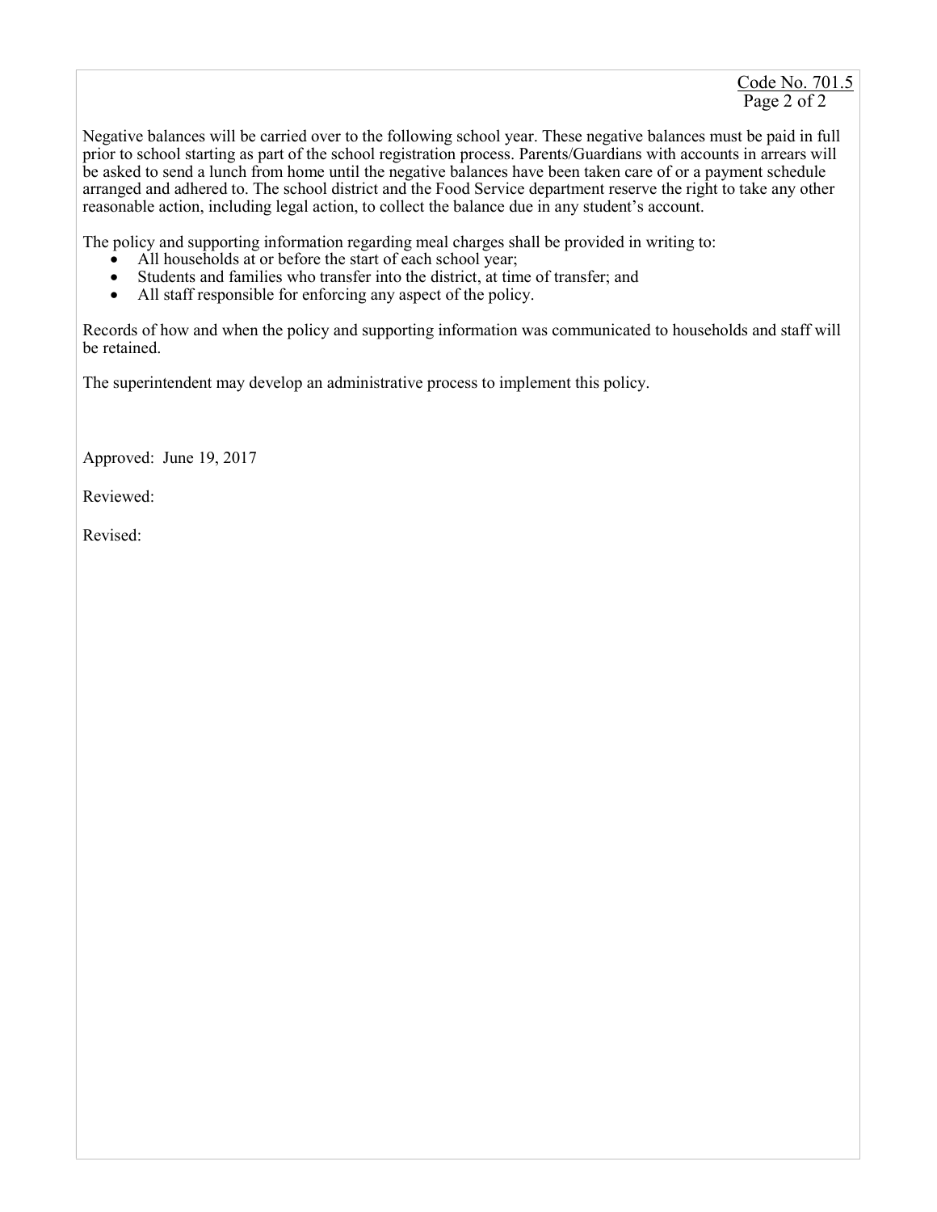Negative balances will be carried over to the following school year. These negative balances must be paid in full prior to school starting as part of the school registration process. Parents/Guardians with accounts in arrears will be asked to send a lunch from home until the negative balances have been taken care of or a payment schedule arranged and adhered to. The school district and the Food Service department reserve the right to take any other reasonable action, including legal action, to collect the balance due in any student's account.

The policy and supporting information regarding meal charges shall be provided in writing to:

- All households at or before the start of each school year;
- Students and families who transfer into the district, at time of transfer; and
- All staff responsible for enforcing any aspect of the policy.

Records of how and when the policy and supporting information was communicated to households and staff will be retained.

The superintendent may develop an administrative process to implement this policy.

Approved: June 19, 2017

Reviewed:

Revised: